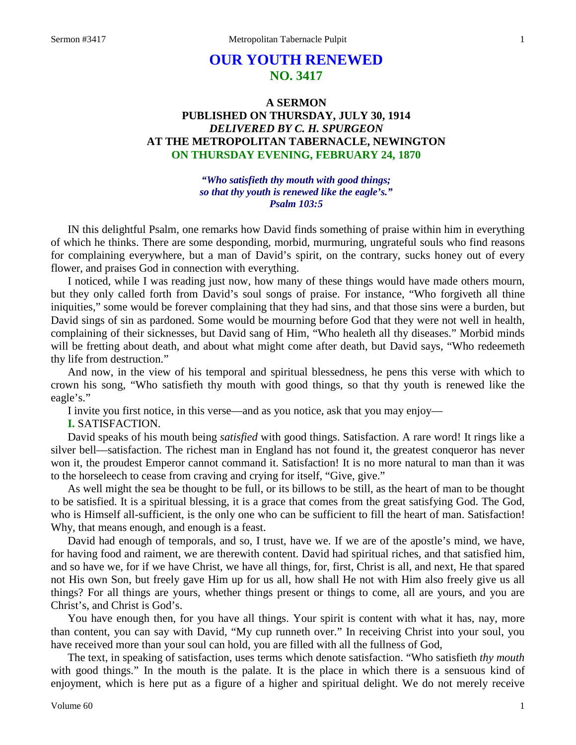# OUR YOUTH RENEWED
## NO. 3417

### A SERMON
### PUBLISHED ON THURSDAY, JULY 30, 1914
### *DELIVERED BY C. H. SPURGEON*
### AT THE METROPOLITAN TABERNACLE, NEWINGTON
### ON THURSDAY EVENING, FEBRUARY 24, 1870

***"Who satisfieth thy mouth with good things; so that thy youth is renewed like the eagle's." Psalm 103:5***

IN this delightful Psalm, one remarks how David finds something of praise within him in everything of which he thinks. There are some desponding, morbid, murmuring, ungrateful souls who find reasons for complaining everywhere, but a man of David's spirit, on the contrary, sucks honey out of every flower, and praises God in connection with everything.

I noticed, while I was reading just now, how many of these things would have made others mourn, but they only called forth from David's soul songs of praise. For instance, "Who forgiveth all thine iniquities," some would be forever complaining that they had sins, and that those sins were a burden, but David sings of sin as pardoned. Some would be mourning before God that they were not well in health, complaining of their sicknesses, but David sang of Him, "Who healeth all thy diseases." Morbid minds will be fretting about death, and about what might come after death, but David says, "Who redeemeth thy life from destruction."

And now, in the view of his temporal and spiritual blessedness, he pens this verse with which to crown his song, "Who satisfieth thy mouth with good things, so that thy youth is renewed like the eagle's."

I invite you first notice, in this verse—and as you notice, ask that you may enjoy—

**I.** SATISFACTION.

David speaks of his mouth being *satisfied* with good things. Satisfaction. A rare word! It rings like a silver bell—satisfaction. The richest man in England has not found it, the greatest conqueror has never won it, the proudest Emperor cannot command it. Satisfaction! It is no more natural to man than it was to the horseleech to cease from craving and crying for itself, "Give, give."

As well might the sea be thought to be full, or its billows to be still, as the heart of man to be thought to be satisfied. It is a spiritual blessing, it is a grace that comes from the great satisfying God. The God, who is Himself all-sufficient, is the only one who can be sufficient to fill the heart of man. Satisfaction! Why, that means enough, and enough is a feast.

David had enough of temporals, and so, I trust, have we. If we are of the apostle's mind, we have, for having food and raiment, we are therewith content. David had spiritual riches, and that satisfied him, and so have we, for if we have Christ, we have all things, for, first, Christ is all, and next, He that spared not His own Son, but freely gave Him up for us all, how shall He not with Him also freely give us all things? For all things are yours, whether things present or things to come, all are yours, and you are Christ's, and Christ is God's.

You have enough then, for you have all things. Your spirit is content with what it has, nay, more than content, you can say with David, "My cup runneth over." In receiving Christ into your soul, you have received more than your soul can hold, you are filled with all the fullness of God,

The text, in speaking of satisfaction, uses terms which denote satisfaction. "Who satisfieth *thy mouth* with good things." In the mouth is the palate. It is the place in which there is a sensuous kind of enjoyment, which is here put as a figure of a higher and spiritual delight. We do not merely receive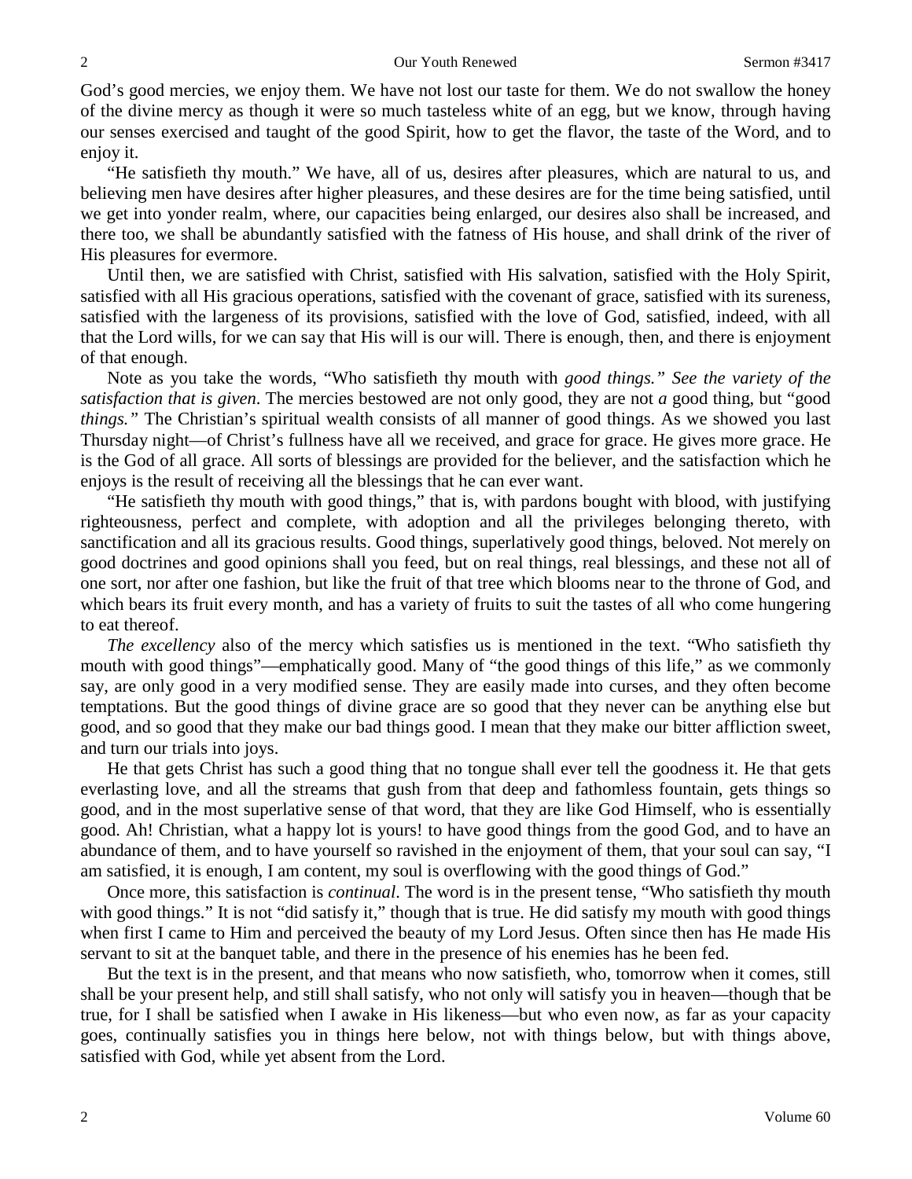God's good mercies, we enjoy them. We have not lost our taste for them. We do not swallow the honey of the divine mercy as though it were so much tasteless white of an egg, but we know, through having our senses exercised and taught of the good Spirit, how to get the flavor, the taste of the Word, and to enjoy it.

"He satisfieth thy mouth." We have, all of us, desires after pleasures, which are natural to us, and believing men have desires after higher pleasures, and these desires are for the time being satisfied, until we get into yonder realm, where, our capacities being enlarged, our desires also shall be increased, and there too, we shall be abundantly satisfied with the fatness of His house, and shall drink of the river of His pleasures for evermore.

Until then, we are satisfied with Christ, satisfied with His salvation, satisfied with the Holy Spirit, satisfied with all His gracious operations, satisfied with the covenant of grace, satisfied with its sureness, satisfied with the largeness of its provisions, satisfied with the love of God, satisfied, indeed, with all that the Lord wills, for we can say that His will is our will. There is enough, then, and there is enjoyment of that enough.

Note as you take the words, "Who satisfieth thy mouth with *good things." See the variety of the satisfaction that is given*. The mercies bestowed are not only good, they are not *a* good thing, but "good *things."* The Christian's spiritual wealth consists of all manner of good things. As we showed you last Thursday night—of Christ's fullness have all we received, and grace for grace. He gives more grace. He is the God of all grace. All sorts of blessings are provided for the believer, and the satisfaction which he enjoys is the result of receiving all the blessings that he can ever want.

"He satisfieth thy mouth with good things," that is, with pardons bought with blood, with justifying righteousness, perfect and complete, with adoption and all the privileges belonging thereto, with sanctification and all its gracious results. Good things, superlatively good things, beloved. Not merely on good doctrines and good opinions shall you feed, but on real things, real blessings, and these not all of one sort, nor after one fashion, but like the fruit of that tree which blooms near to the throne of God, and which bears its fruit every month, and has a variety of fruits to suit the tastes of all who come hungering to eat thereof.

*The excellency* also of the mercy which satisfies us is mentioned in the text. "Who satisfieth thy mouth with good things"—emphatically good. Many of "the good things of this life," as we commonly say, are only good in a very modified sense. They are easily made into curses, and they often become temptations. But the good things of divine grace are so good that they never can be anything else but good, and so good that they make our bad things good. I mean that they make our bitter affliction sweet, and turn our trials into joys.

He that gets Christ has such a good thing that no tongue shall ever tell the goodness it. He that gets everlasting love, and all the streams that gush from that deep and fathomless fountain, gets things so good, and in the most superlative sense of that word, that they are like God Himself, who is essentially good. Ah! Christian, what a happy lot is yours! to have good things from the good God, and to have an abundance of them, and to have yourself so ravished in the enjoyment of them, that your soul can say, "I am satisfied, it is enough, I am content, my soul is overflowing with the good things of God."

Once more, this satisfaction is *continual*. The word is in the present tense, "Who satisfieth thy mouth with good things." It is not "did satisfy it," though that is true. He did satisfy my mouth with good things when first I came to Him and perceived the beauty of my Lord Jesus. Often since then has He made His servant to sit at the banquet table, and there in the presence of his enemies has he been fed.

But the text is in the present, and that means who now satisfieth, who, tomorrow when it comes, still shall be your present help, and still shall satisfy, who not only will satisfy you in heaven—though that be true, for I shall be satisfied when I awake in His likeness—but who even now, as far as your capacity goes, continually satisfies you in things here below, not with things below, but with things above, satisfied with God, while yet absent from the Lord.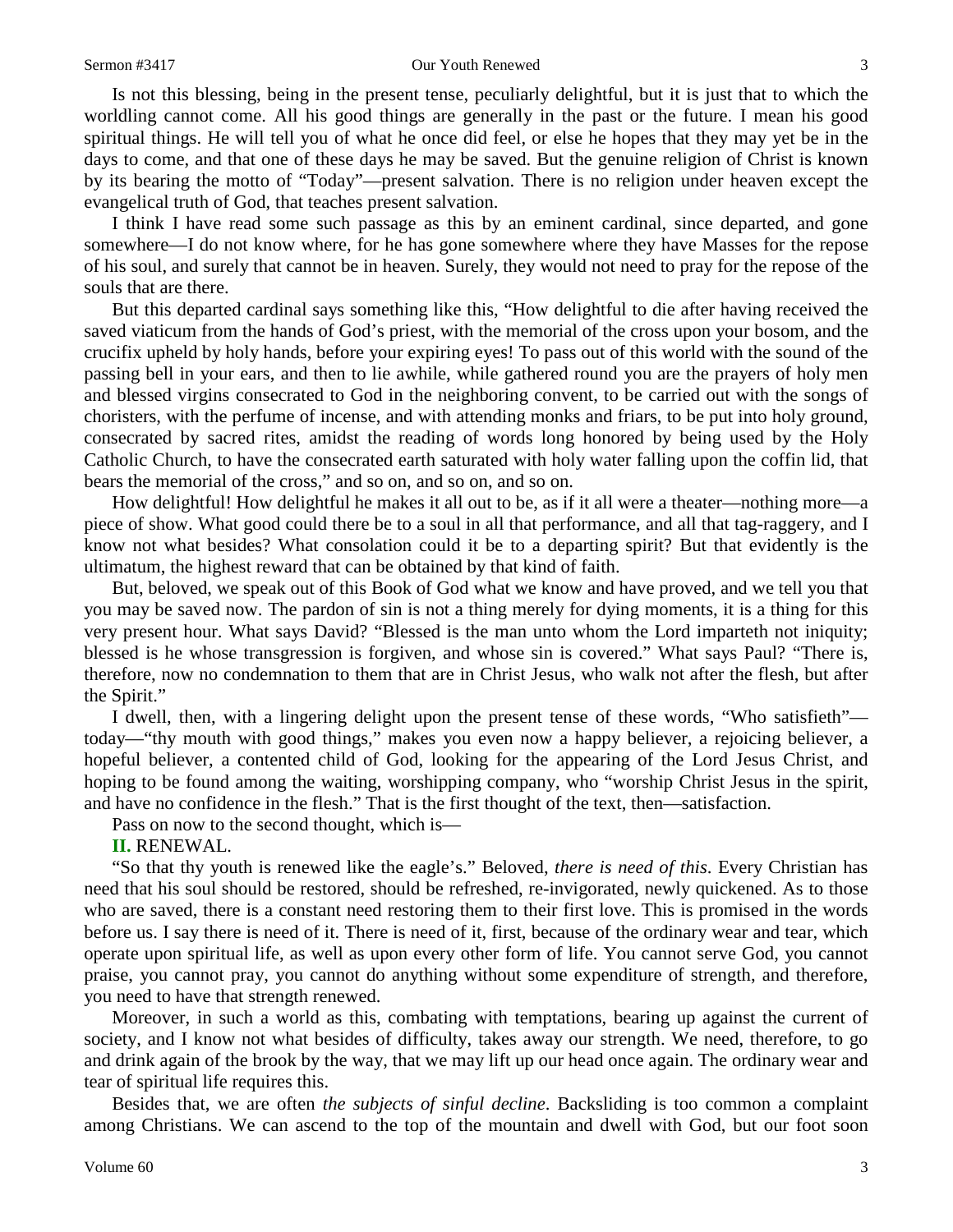Is not this blessing, being in the present tense, peculiarly delightful, but it is just that to which the worldling cannot come. All his good things are generally in the past or the future. I mean his good spiritual things. He will tell you of what he once did feel, or else he hopes that they may yet be in the days to come, and that one of these days he may be saved. But the genuine religion of Christ is known by its bearing the motto of "Today"—present salvation. There is no religion under heaven except the evangelical truth of God, that teaches present salvation.

I think I have read some such passage as this by an eminent cardinal, since departed, and gone somewhere—I do not know where, for he has gone somewhere where they have Masses for the repose of his soul, and surely that cannot be in heaven. Surely, they would not need to pray for the repose of the souls that are there.

But this departed cardinal says something like this, "How delightful to die after having received the saved viaticum from the hands of God's priest, with the memorial of the cross upon your bosom, and the crucifix upheld by holy hands, before your expiring eyes! To pass out of this world with the sound of the passing bell in your ears, and then to lie awhile, while gathered round you are the prayers of holy men and blessed virgins consecrated to God in the neighboring convent, to be carried out with the songs of choristers, with the perfume of incense, and with attending monks and friars, to be put into holy ground, consecrated by sacred rites, amidst the reading of words long honored by being used by the Holy Catholic Church, to have the consecrated earth saturated with holy water falling upon the coffin lid, that bears the memorial of the cross," and so on, and so on, and so on.

How delightful! How delightful he makes it all out to be, as if it all were a theater—nothing more—a piece of show. What good could there be to a soul in all that performance, and all that tag-raggery, and I know not what besides? What consolation could it be to a departing spirit? But that evidently is the ultimatum, the highest reward that can be obtained by that kind of faith.

But, beloved, we speak out of this Book of God what we know and have proved, and we tell you that you may be saved now. The pardon of sin is not a thing merely for dying moments, it is a thing for this very present hour. What says David? "Blessed is the man unto whom the Lord imparteth not iniquity; blessed is he whose transgression is forgiven, and whose sin is covered." What says Paul? "There is, therefore, now no condemnation to them that are in Christ Jesus, who walk not after the flesh, but after the Spirit."

I dwell, then, with a lingering delight upon the present tense of these words, "Who satisfieth"—today—"thy mouth with good things," makes you even now a happy believer, a rejoicing believer, a hopeful believer, a contented child of God, looking for the appearing of the Lord Jesus Christ, and hoping to be found among the waiting, worshipping company, who "worship Christ Jesus in the spirit, and have no confidence in the flesh." That is the first thought of the text, then—satisfaction.

Pass on now to the second thought, which is—

**II.** RENEWAL.

"So that thy youth is renewed like the eagle's." Beloved, *there is need of this*. Every Christian has need that his soul should be restored, should be refreshed, re-invigorated, newly quickened. As to those who are saved, there is a constant need restoring them to their first love. This is promised in the words before us. I say there is need of it. There is need of it, first, because of the ordinary wear and tear, which operate upon spiritual life, as well as upon every other form of life. You cannot serve God, you cannot praise, you cannot pray, you cannot do anything without some expenditure of strength, and therefore, you need to have that strength renewed.

Moreover, in such a world as this, combating with temptations, bearing up against the current of society, and I know not what besides of difficulty, takes away our strength. We need, therefore, to go and drink again of the brook by the way, that we may lift up our head once again. The ordinary wear and tear of spiritual life requires this.

Besides that, we are often *the subjects of sinful decline*. Backsliding is too common a complaint among Christians. We can ascend to the top of the mountain and dwell with God, but our foot soon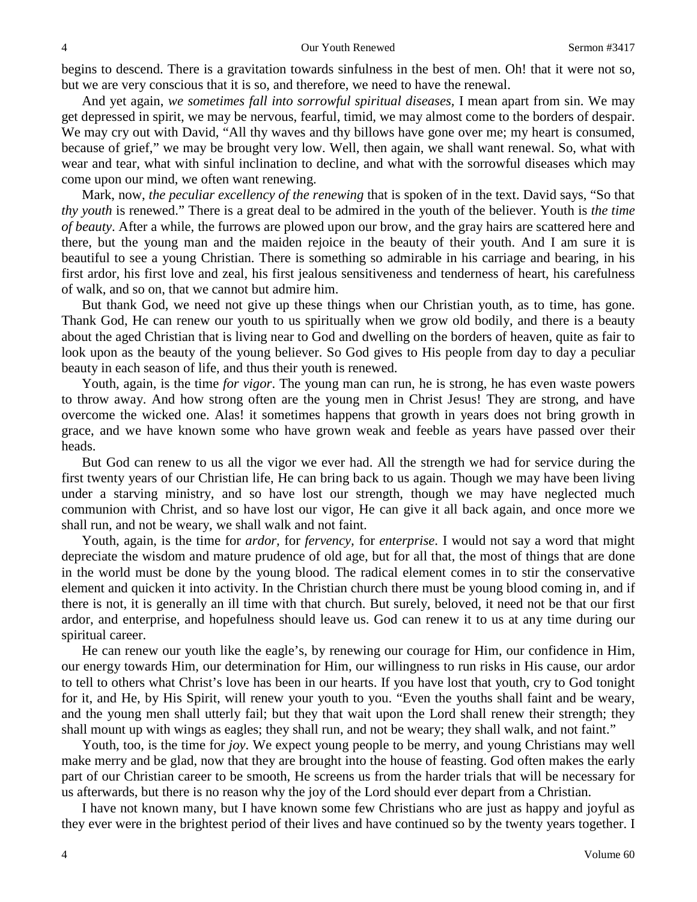begins to descend. There is a gravitation towards sinfulness in the best of men. Oh! that it were not so, but we are very conscious that it is so, and therefore, we need to have the renewal.

And yet again, *we sometimes fall into sorrowful spiritual diseases*, I mean apart from sin. We may get depressed in spirit, we may be nervous, fearful, timid, we may almost come to the borders of despair. We may cry out with David, "All thy waves and thy billows have gone over me; my heart is consumed, because of grief," we may be brought very low. Well, then again, we shall want renewal. So, what with wear and tear, what with sinful inclination to decline, and what with the sorrowful diseases which may come upon our mind, we often want renewing.

Mark, now, *the peculiar excellency of the renewing* that is spoken of in the text. David says, "So that *thy youth* is renewed." There is a great deal to be admired in the youth of the believer. Youth is *the time of beauty*. After a while, the furrows are plowed upon our brow, and the gray hairs are scattered here and there, but the young man and the maiden rejoice in the beauty of their youth. And I am sure it is beautiful to see a young Christian. There is something so admirable in his carriage and bearing, in his first ardor, his first love and zeal, his first jealous sensitiveness and tenderness of heart, his carefulness of walk, and so on, that we cannot but admire him.

But thank God, we need not give up these things when our Christian youth, as to time, has gone. Thank God, He can renew our youth to us spiritually when we grow old bodily, and there is a beauty about the aged Christian that is living near to God and dwelling on the borders of heaven, quite as fair to look upon as the beauty of the young believer. So God gives to His people from day to day a peculiar beauty in each season of life, and thus their youth is renewed.

Youth, again, is the time *for vigor*. The young man can run, he is strong, he has even waste powers to throw away. And how strong often are the young men in Christ Jesus! They are strong, and have overcome the wicked one. Alas! it sometimes happens that growth in years does not bring growth in grace, and we have known some who have grown weak and feeble as years have passed over their heads.

But God can renew to us all the vigor we ever had. All the strength we had for service during the first twenty years of our Christian life, He can bring back to us again. Though we may have been living under a starving ministry, and so have lost our strength, though we may have neglected much communion with Christ, and so have lost our vigor, He can give it all back again, and once more we shall run, and not be weary, we shall walk and not faint.

Youth, again, is the time for *ardor*, for *fervency*, for *enterprise*. I would not say a word that might depreciate the wisdom and mature prudence of old age, but for all that, the most of things that are done in the world must be done by the young blood. The radical element comes in to stir the conservative element and quicken it into activity. In the Christian church there must be young blood coming in, and if there is not, it is generally an ill time with that church. But surely, beloved, it need not be that our first ardor, and enterprise, and hopefulness should leave us. God can renew it to us at any time during our spiritual career.

He can renew our youth like the eagle's, by renewing our courage for Him, our confidence in Him, our energy towards Him, our determination for Him, our willingness to run risks in His cause, our ardor to tell to others what Christ's love has been in our hearts. If you have lost that youth, cry to God tonight for it, and He, by His Spirit, will renew your youth to you. "Even the youths shall faint and be weary, and the young men shall utterly fail; but they that wait upon the Lord shall renew their strength; they shall mount up with wings as eagles; they shall run, and not be weary; they shall walk, and not faint."

Youth, too, is the time for *joy*. We expect young people to be merry, and young Christians may well make merry and be glad, now that they are brought into the house of feasting. God often makes the early part of our Christian career to be smooth, He screens us from the harder trials that will be necessary for us afterwards, but there is no reason why the joy of the Lord should ever depart from a Christian.

I have not known many, but I have known some few Christians who are just as happy and joyful as they ever were in the brightest period of their lives and have continued so by the twenty years together. I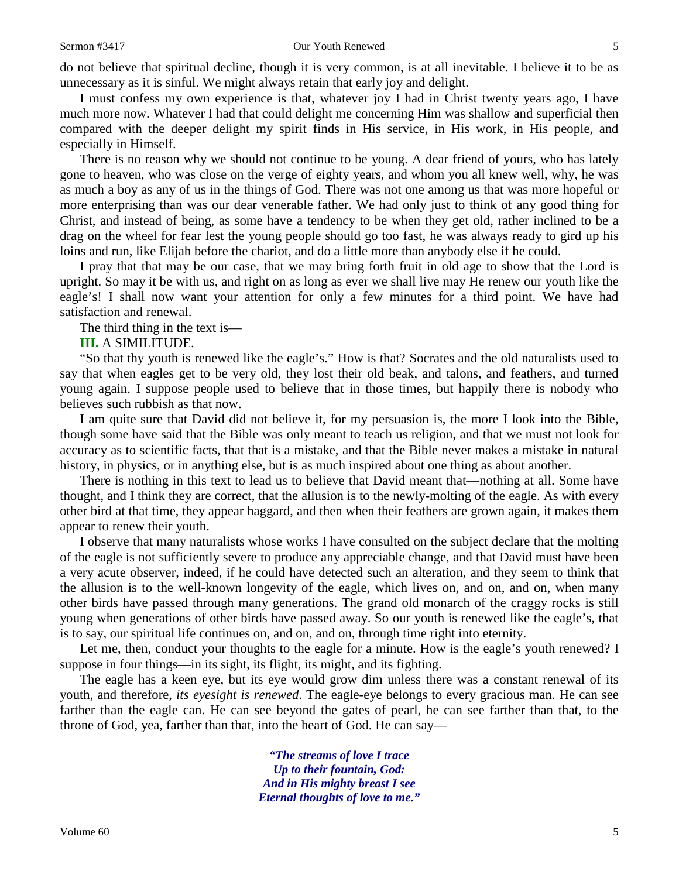do not believe that spiritual decline, though it is very common, is at all inevitable. I believe it to be as unnecessary as it is sinful. We might always retain that early joy and delight.

I must confess my own experience is that, whatever joy I had in Christ twenty years ago, I have much more now. Whatever I had that could delight me concerning Him was shallow and superficial then compared with the deeper delight my spirit finds in His service, in His work, in His people, and especially in Himself.

There is no reason why we should not continue to be young. A dear friend of yours, who has lately gone to heaven, who was close on the verge of eighty years, and whom you all knew well, why, he was as much a boy as any of us in the things of God. There was not one among us that was more hopeful or more enterprising than was our dear venerable father. We had only just to think of any good thing for Christ, and instead of being, as some have a tendency to be when they get old, rather inclined to be a drag on the wheel for fear lest the young people should go too fast, he was always ready to gird up his loins and run, like Elijah before the chariot, and do a little more than anybody else if he could.

I pray that that may be our case, that we may bring forth fruit in old age to show that the Lord is upright. So may it be with us, and right on as long as ever we shall live may He renew our youth like the eagle's! I shall now want your attention for only a few minutes for a third point. We have had satisfaction and renewal.

The third thing in the text is—

**III.** A SIMILITUDE.

"So that thy youth is renewed like the eagle's." How is that? Socrates and the old naturalists used to say that when eagles get to be very old, they lost their old beak, and talons, and feathers, and turned young again. I suppose people used to believe that in those times, but happily there is nobody who believes such rubbish as that now.

I am quite sure that David did not believe it, for my persuasion is, the more I look into the Bible, though some have said that the Bible was only meant to teach us religion, and that we must not look for accuracy as to scientific facts, that that is a mistake, and that the Bible never makes a mistake in natural history, in physics, or in anything else, but is as much inspired about one thing as about another.

There is nothing in this text to lead us to believe that David meant that—nothing at all. Some have thought, and I think they are correct, that the allusion is to the newly-molting of the eagle. As with every other bird at that time, they appear haggard, and then when their feathers are grown again, it makes them appear to renew their youth.

I observe that many naturalists whose works I have consulted on the subject declare that the molting of the eagle is not sufficiently severe to produce any appreciable change, and that David must have been a very acute observer, indeed, if he could have detected such an alteration, and they seem to think that the allusion is to the well-known longevity of the eagle, which lives on, and on, and on, when many other birds have passed through many generations. The grand old monarch of the craggy rocks is still young when generations of other birds have passed away. So our youth is renewed like the eagle's, that is to say, our spiritual life continues on, and on, and on, through time right into eternity.

Let me, then, conduct your thoughts to the eagle for a minute. How is the eagle's youth renewed? I suppose in four things—in its sight, its flight, its might, and its fighting.

The eagle has a keen eye, but its eye would grow dim unless there was a constant renewal of its youth, and therefore, *its eyesight is renewed*. The eagle-eye belongs to every gracious man. He can see farther than the eagle can. He can see beyond the gates of pearl, he can see farther than that, to the throne of God, yea, farther than that, into the heart of God. He can say—

> ***"The streams of love I trace
> Up to their fountain, God:
> And in His mighty breast I see
> Eternal thoughts of love to me."***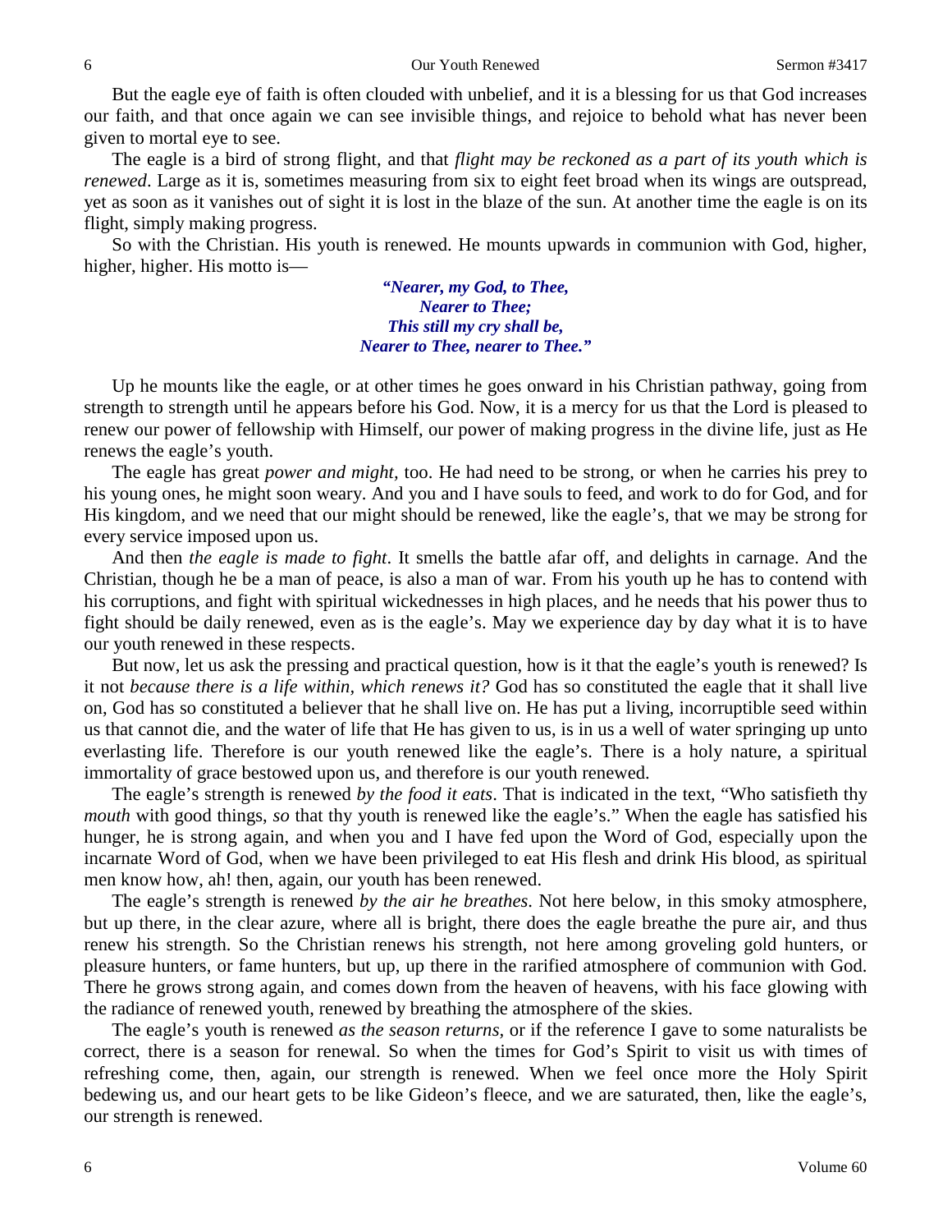But the eagle eye of faith is often clouded with unbelief, and it is a blessing for us that God increases our faith, and that once again we can see invisible things, and rejoice to behold what has never been given to mortal eye to see.

The eagle is a bird of strong flight, and that *flight may be reckoned as a part of its youth which is renewed*. Large as it is, sometimes measuring from six to eight feet broad when its wings are outspread, yet as soon as it vanishes out of sight it is lost in the blaze of the sun. At another time the eagle is on its flight, simply making progress.

So with the Christian. His youth is renewed. He mounts upwards in communion with God, higher, higher, higher. His motto is—

> ***"Nearer, my God, to Thee,***
> ***Nearer to Thee;***
> ***This still my cry shall be,***
> ***Nearer to Thee, nearer to Thee."***

Up he mounts like the eagle, or at other times he goes onward in his Christian pathway, going from strength to strength until he appears before his God. Now, it is a mercy for us that the Lord is pleased to renew our power of fellowship with Himself, our power of making progress in the divine life, just as He renews the eagle's youth.

The eagle has great *power and might*, too. He had need to be strong, or when he carries his prey to his young ones, he might soon weary. And you and I have souls to feed, and work to do for God, and for His kingdom, and we need that our might should be renewed, like the eagle's, that we may be strong for every service imposed upon us.

And then *the eagle is made to fight*. It smells the battle afar off, and delights in carnage. And the Christian, though he be a man of peace, is also a man of war. From his youth up he has to contend with his corruptions, and fight with spiritual wickednesses in high places, and he needs that his power thus to fight should be daily renewed, even as is the eagle's. May we experience day by day what it is to have our youth renewed in these respects.

But now, let us ask the pressing and practical question, how is it that the eagle's youth is renewed? Is it not *because there is a life within, which renews it?* God has so constituted the eagle that it shall live on, God has so constituted a believer that he shall live on. He has put a living, incorruptible seed within us that cannot die, and the water of life that He has given to us, is in us a well of water springing up unto everlasting life. Therefore is our youth renewed like the eagle's. There is a holy nature, a spiritual immortality of grace bestowed upon us, and therefore is our youth renewed.

The eagle's strength is renewed *by the food it eats*. That is indicated in the text, "Who satisfieth thy *mouth* with good things, *so* that thy youth is renewed like the eagle's." When the eagle has satisfied his hunger, he is strong again, and when you and I have fed upon the Word of God, especially upon the incarnate Word of God, when we have been privileged to eat His flesh and drink His blood, as spiritual men know how, ah! then, again, our youth has been renewed.

The eagle's strength is renewed *by the air he breathes*. Not here below, in this smoky atmosphere, but up there, in the clear azure, where all is bright, there does the eagle breathe the pure air, and thus renew his strength. So the Christian renews his strength, not here among groveling gold hunters, or pleasure hunters, or fame hunters, but up, up there in the rarified atmosphere of communion with God. There he grows strong again, and comes down from the heaven of heavens, with his face glowing with the radiance of renewed youth, renewed by breathing the atmosphere of the skies.

The eagle's youth is renewed *as the season returns*, or if the reference I gave to some naturalists be correct, there is a season for renewal. So when the times for God's Spirit to visit us with times of refreshing come, then, again, our strength is renewed. When we feel once more the Holy Spirit bedewing us, and our heart gets to be like Gideon's fleece, and we are saturated, then, like the eagle's, our strength is renewed.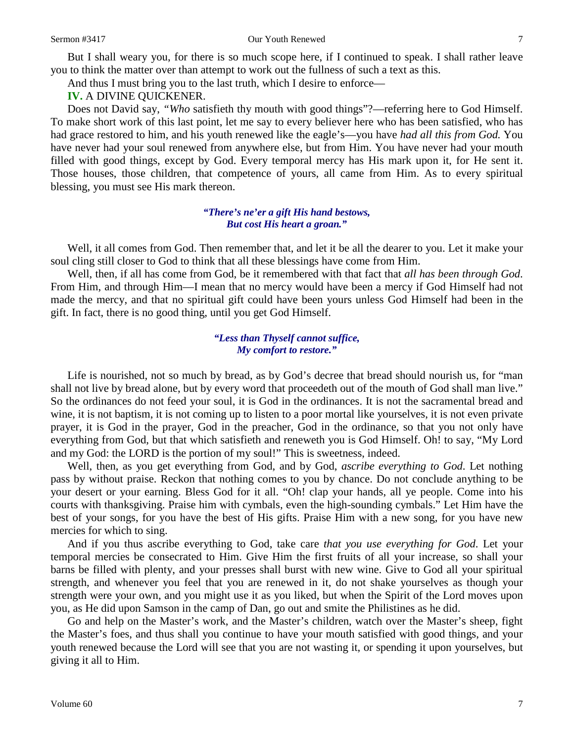But I shall weary you, for there is so much scope here, if I continued to speak. I shall rather leave you to think the matter over than attempt to work out the fullness of such a text as this.

And thus I must bring you to the last truth, which I desire to enforce—

**IV.** A DIVINE QUICKENER.

Does not David say, *"Who* satisfieth thy mouth with good things"?—referring here to God Himself. To make short work of this last point, let me say to every believer here who has been satisfied, who has had grace restored to him, and his youth renewed like the eagle's—you have *had all this from God.* You have never had your soul renewed from anywhere else, but from Him. You have never had your mouth filled with good things, except by God. Every temporal mercy has His mark upon it, for He sent it. Those houses, those children, that competence of yours, all came from Him. As to every spiritual blessing, you must see His mark thereon.

> ***"There's ne'er a gift His hand bestows,***
> ***But cost His heart a groan."***

Well, it all comes from God. Then remember that, and let it be all the dearer to you. Let it make your soul cling still closer to God to think that all these blessings have come from Him.

Well, then, if all has come from God, be it remembered with that fact that *all has been through God*. From Him, and through Him—I mean that no mercy would have been a mercy if God Himself had not made the mercy, and that no spiritual gift could have been yours unless God Himself had been in the gift. In fact, there is no good thing, until you get God Himself.

> ***"Less than Thyself cannot suffice,***
> ***My comfort to restore."***

Life is nourished, not so much by bread, as by God's decree that bread should nourish us, for "man shall not live by bread alone, but by every word that proceedeth out of the mouth of God shall man live." So the ordinances do not feed your soul, it is God in the ordinances. It is not the sacramental bread and wine, it is not baptism, it is not coming up to listen to a poor mortal like yourselves, it is not even private prayer, it is God in the prayer, God in the preacher, God in the ordinance, so that you not only have everything from God, but that which satisfieth and reneweth you is God Himself. Oh! to say, "My Lord and my God: the LORD is the portion of my soul!" This is sweetness, indeed.

Well, then, as you get everything from God, and by God, *ascribe everything to God*. Let nothing pass by without praise. Reckon that nothing comes to you by chance. Do not conclude anything to be your desert or your earning. Bless God for it all. "Oh! clap your hands, all ye people. Come into his courts with thanksgiving. Praise him with cymbals, even the high-sounding cymbals." Let Him have the best of your songs, for you have the best of His gifts. Praise Him with a new song, for you have new mercies for which to sing.

And if you thus ascribe everything to God, take care *that you use everything for God*. Let your temporal mercies be consecrated to Him. Give Him the first fruits of all your increase, so shall your barns be filled with plenty, and your presses shall burst with new wine. Give to God all your spiritual strength, and whenever you feel that you are renewed in it, do not shake yourselves as though your strength were your own, and you might use it as you liked, but when the Spirit of the Lord moves upon you, as He did upon Samson in the camp of Dan, go out and smite the Philistines as he did.

Go and help on the Master's work, and the Master's children, watch over the Master's sheep, fight the Master's foes, and thus shall you continue to have your mouth satisfied with good things, and your youth renewed because the Lord will see that you are not wasting it, or spending it upon yourselves, but giving it all to Him.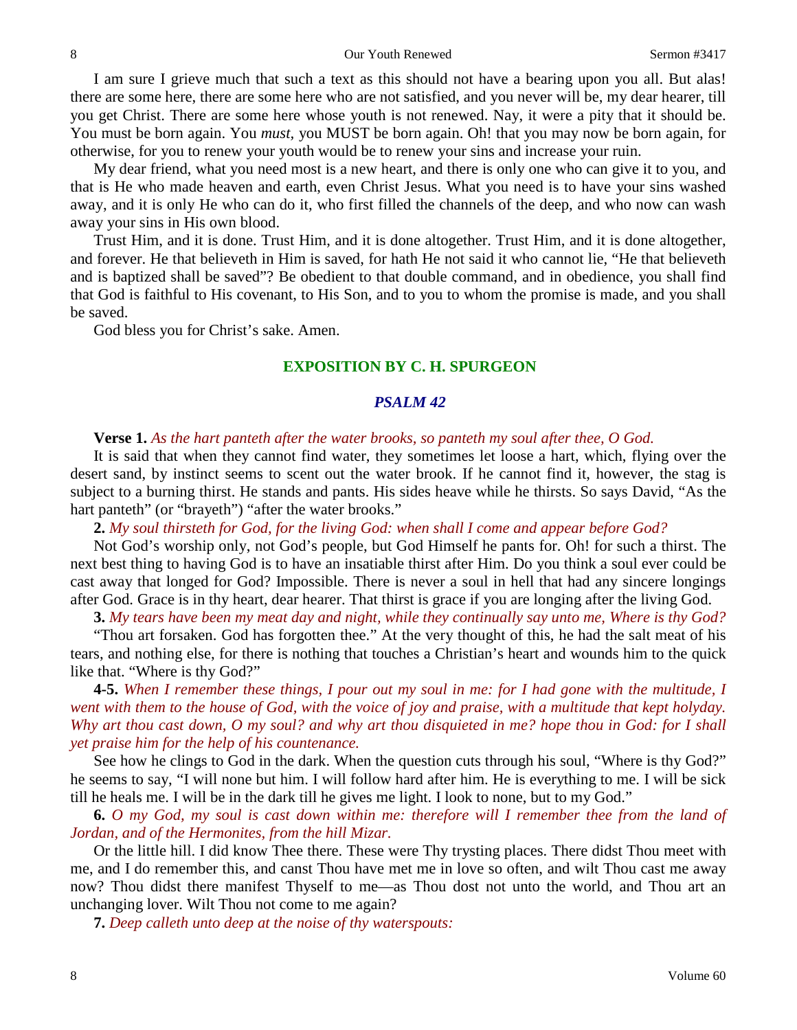I am sure I grieve much that such a text as this should not have a bearing upon you all. But alas! there are some here, there are some here who are not satisfied, and you never will be, my dear hearer, till you get Christ. There are some here whose youth is not renewed. Nay, it were a pity that it should be. You must be born again. You *must,* you MUST be born again. Oh! that you may now be born again, for otherwise, for you to renew your youth would be to renew your sins and increase your ruin.

My dear friend, what you need most is a new heart, and there is only one who can give it to you, and that is He who made heaven and earth, even Christ Jesus. What you need is to have your sins washed away, and it is only He who can do it, who first filled the channels of the deep, and who now can wash away your sins in His own blood.

Trust Him, and it is done. Trust Him, and it is done altogether. Trust Him, and it is done altogether, and forever. He that believeth in Him is saved, for hath He not said it who cannot lie, "He that believeth and is baptized shall be saved"? Be obedient to that double command, and in obedience, you shall find that God is faithful to His covenant, to His Son, and to you to whom the promise is made, and you shall be saved.

God bless you for Christ's sake. Amen.

## EXPOSITION BY C. H. SPURGEON

### *PSALM 42*

**Verse 1.** *As the hart panteth after the water brooks, so panteth my soul after thee, O God.*

It is said that when they cannot find water, they sometimes let loose a hart, which, flying over the desert sand, by instinct seems to scent out the water brook. If he cannot find it, however, the stag is subject to a burning thirst. He stands and pants. His sides heave while he thirsts. So says David, "As the hart panteth" (or "brayeth") "after the water brooks."

**2.** *My soul thirsteth for God, for the living God: when shall I come and appear before God?*

Not God's worship only, not God's people, but God Himself he pants for. Oh! for such a thirst. The next best thing to having God is to have an insatiable thirst after Him. Do you think a soul ever could be cast away that longed for God? Impossible. There is never a soul in hell that had any sincere longings after God. Grace is in thy heart, dear hearer. That thirst is grace if you are longing after the living God.

**3.** *My tears have been my meat day and night, while they continually say unto me, Where is thy God?*

"Thou art forsaken. God has forgotten thee." At the very thought of this, he had the salt meat of his tears, and nothing else, for there is nothing that touches a Christian's heart and wounds him to the quick like that. "Where is thy God?"

**4-5.** *When I remember these things, I pour out my soul in me: for I had gone with the multitude, I went with them to the house of God, with the voice of joy and praise, with a multitude that kept holyday. Why art thou cast down, O my soul? and why art thou disquieted in me? hope thou in God: for I shall yet praise him for the help of his countenance.*

See how he clings to God in the dark. When the question cuts through his soul, "Where is thy God?" he seems to say, "I will none but him. I will follow hard after him. He is everything to me. I will be sick till he heals me. I will be in the dark till he gives me light. I look to none, but to my God."

**6.** *O my God, my soul is cast down within me: therefore will I remember thee from the land of Jordan, and of the Hermonites, from the hill Mizar.*

Or the little hill. I did know Thee there. These were Thy trysting places. There didst Thou meet with me, and I do remember this, and canst Thou have met me in love so often, and wilt Thou cast me away now? Thou didst there manifest Thyself to me—as Thou dost not unto the world, and Thou art an unchanging lover. Wilt Thou not come to me again?

**7.** *Deep calleth unto deep at the noise of thy waterspouts:*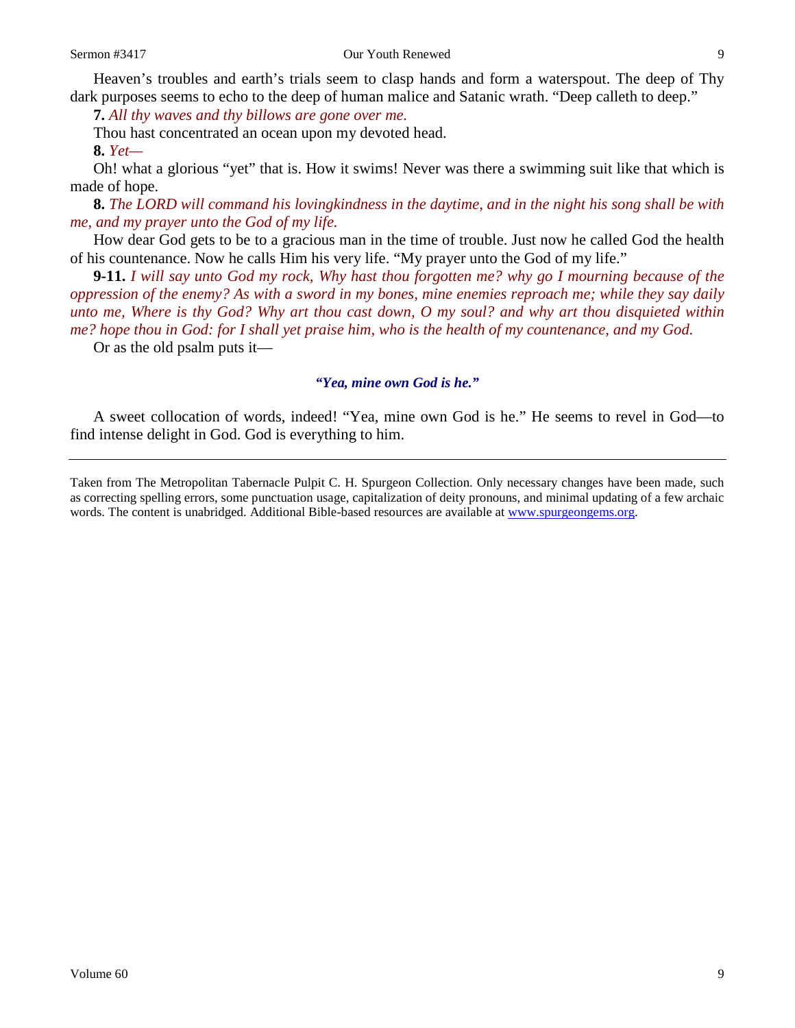Heaven's troubles and earth's trials seem to clasp hands and form a waterspout. The deep of Thy dark purposes seems to echo to the deep of human malice and Satanic wrath. "Deep calleth to deep."

**7.** *All thy waves and thy billows are gone over me.*

Thou hast concentrated an ocean upon my devoted head.

**8.** *Yet—*

Oh! what a glorious "yet" that is. How it swims! Never was there a swimming suit like that which is made of hope.

**8.** *The LORD will command his lovingkindness in the daytime, and in the night his song shall be with me, and my prayer unto the God of my life.*

How dear God gets to be to a gracious man in the time of trouble. Just now he called God the health of his countenance. Now he calls Him his very life. "My prayer unto the God of my life."

**9-11.** *I will say unto God my rock, Why hast thou forgotten me? why go I mourning because of the oppression of the enemy? As with a sword in my bones, mine enemies reproach me; while they say daily unto me, Where is thy God? Why art thou cast down, O my soul? and why art thou disquieted within me? hope thou in God: for I shall yet praise him, who is the health of my countenance, and my God.*

Or as the old psalm puts it—

***"Yea, mine own God is he."***

A sweet collocation of words, indeed! "Yea, mine own God is he." He seems to revel in God—to find intense delight in God. God is everything to him.

---

Taken from The Metropolitan Tabernacle Pulpit C. H. Spurgeon Collection. Only necessary changes have been made, such as correcting spelling errors, some punctuation usage, capitalization of deity pronouns, and minimal updating of a few archaic words. The content is unabridged. Additional Bible-based resources are available at www.spurgeongems.org.